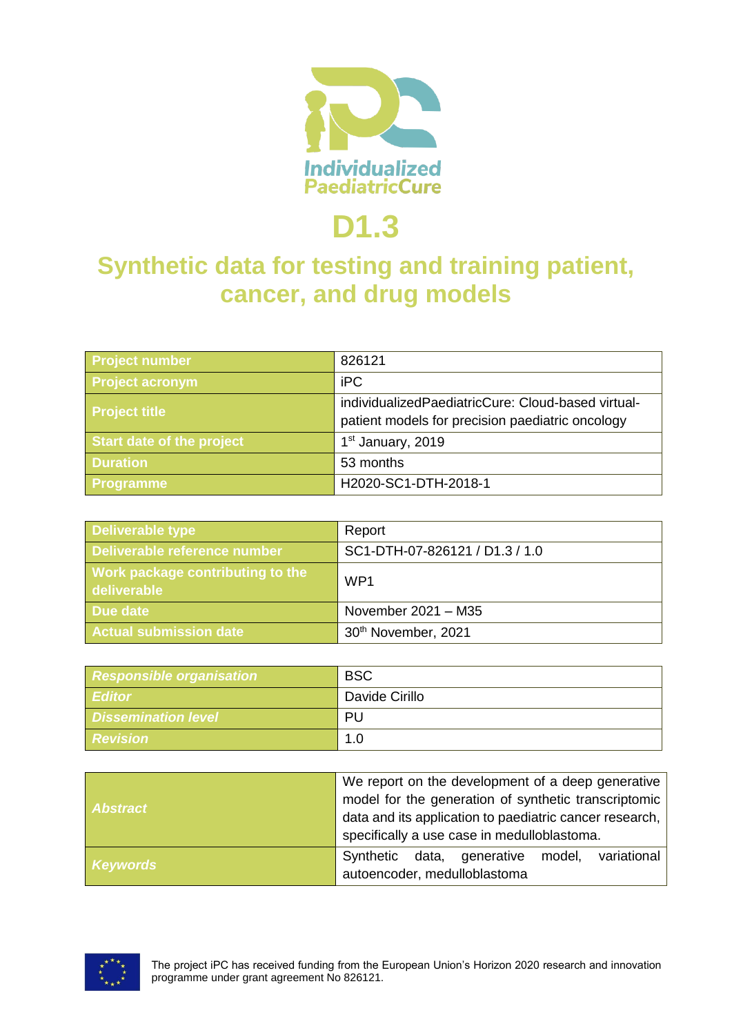Individualized PaediatricCure

# D1.3

## Synthetic data for testing and training patient, cancer, and drug models

| Project number | 826121 |
|---|---|
| Project acronym | iPC |
| Project title | individualizedPaediatricCure: Cloud-based virtual-patient models for precision paediatric oncology |
| Start date of the project | 1st January, 2019 |
| Duration | 53 months |
| Programme | H2020-SC1-DTH-2018-1 |

| Deliverable type | Report |
|---|---|
| Deliverable reference number | SC1-DTH-07-826121 / D1.3 / 1.0 |
| Work package contributing to the deliverable | WP1 |
| Due date | November 2021 – M35 |
| Actual submission date | 30th November, 2021 |

| *Responsible organisation* | BSC |
|---|---|
| *Editor* | Davide Cirillo |
| *Dissemination level* | PU |
| *Revision* | 1.0 |

| *Abstract* | We report on the development of a deep generative model for the generation of synthetic transcriptomic data and its application to paediatric cancer research, specifically a use case in medulloblastoma. |
|---|---|
| *Keywords* | Synthetic data, generative model, variational autoencoder, medulloblastoma |

The project iPC has received funding from the European Union's Horizon 2020 research and innovation programme under grant agreement No 826121.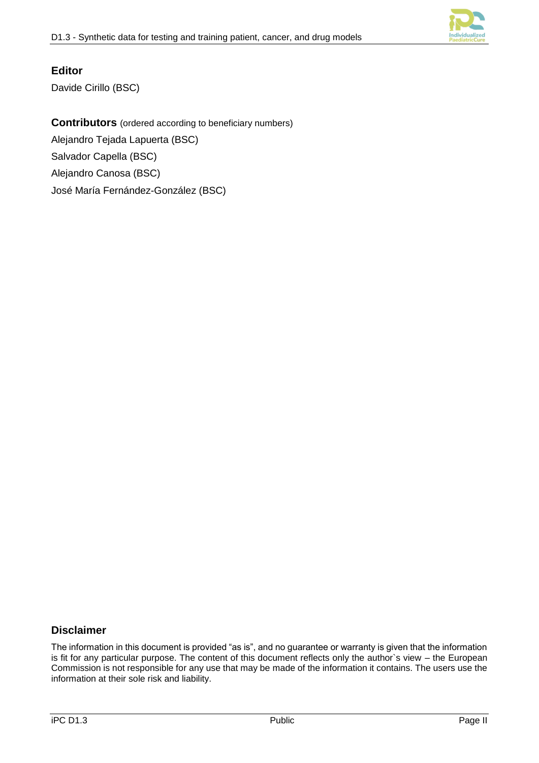## Editor

Davide Cirillo (BSC)

## Contributors (ordered according to beneficiary numbers)

Alejandro Tejada Lapuerta (BSC)

Salvador Capella (BSC)

Alejandro Canosa (BSC)

José María Fernández-González (BSC)

## Disclaimer

The information in this document is provided "as is", and no guarantee or warranty is given that the information is fit for any particular purpose. The content of this document reflects only the author`s view – the European Commission is not responsible for any use that may be made of the information it contains. The users use the information at their sole risk and liability.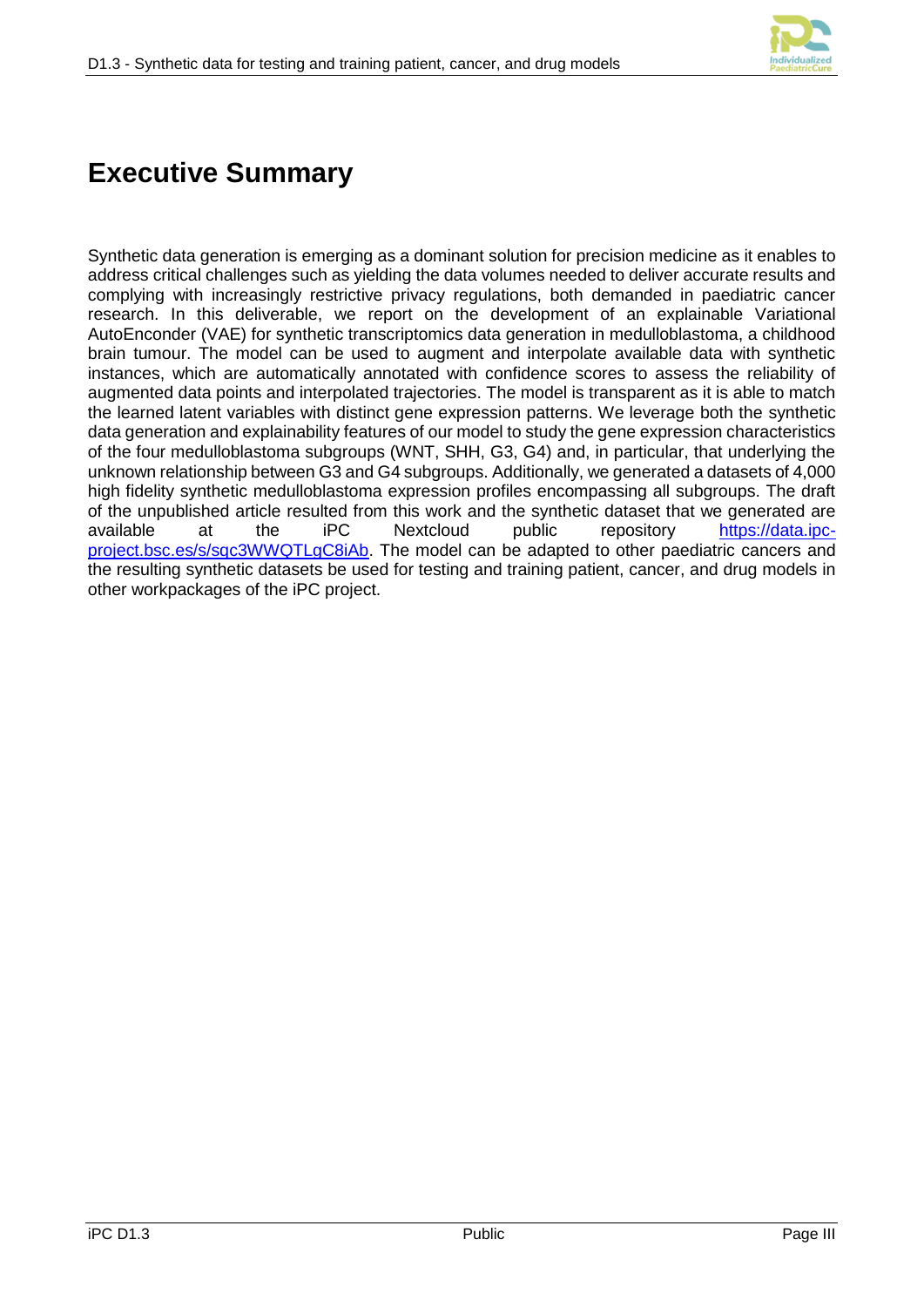# Executive Summary

Synthetic data generation is emerging as a dominant solution for precision medicine as it enables to address critical challenges such as yielding the data volumes needed to deliver accurate results and complying with increasingly restrictive privacy regulations, both demanded in paediatric cancer research. In this deliverable, we report on the development of an explainable Variational AutoEnconder (VAE) for synthetic transcriptomics data generation in medulloblastoma, a childhood brain tumour. The model can be used to augment and interpolate available data with synthetic instances, which are automatically annotated with confidence scores to assess the reliability of augmented data points and interpolated trajectories. The model is transparent as it is able to match the learned latent variables with distinct gene expression patterns. We leverage both the synthetic data generation and explainability features of our model to study the gene expression characteristics of the four medulloblastoma subgroups (WNT, SHH, G3, G4) and, in particular, that underlying the unknown relationship between G3 and G4 subgroups. Additionally, we generated a datasets of 4,000 high fidelity synthetic medulloblastoma expression profiles encompassing all subgroups. The draft of the unpublished article resulted from this work and the synthetic dataset that we generated are available at the iPC Nextcloud public repository [https://data.ipc-project.bsc.es/s/sqc3WWQTLgC8iAb](https://data.ipc-project.bsc.es/s/sqc3WWQTLgC8iAb). The model can be adapted to other paediatric cancers and the resulting synthetic datasets be used for testing and training patient, cancer, and drug models in other workpackages of the iPC project.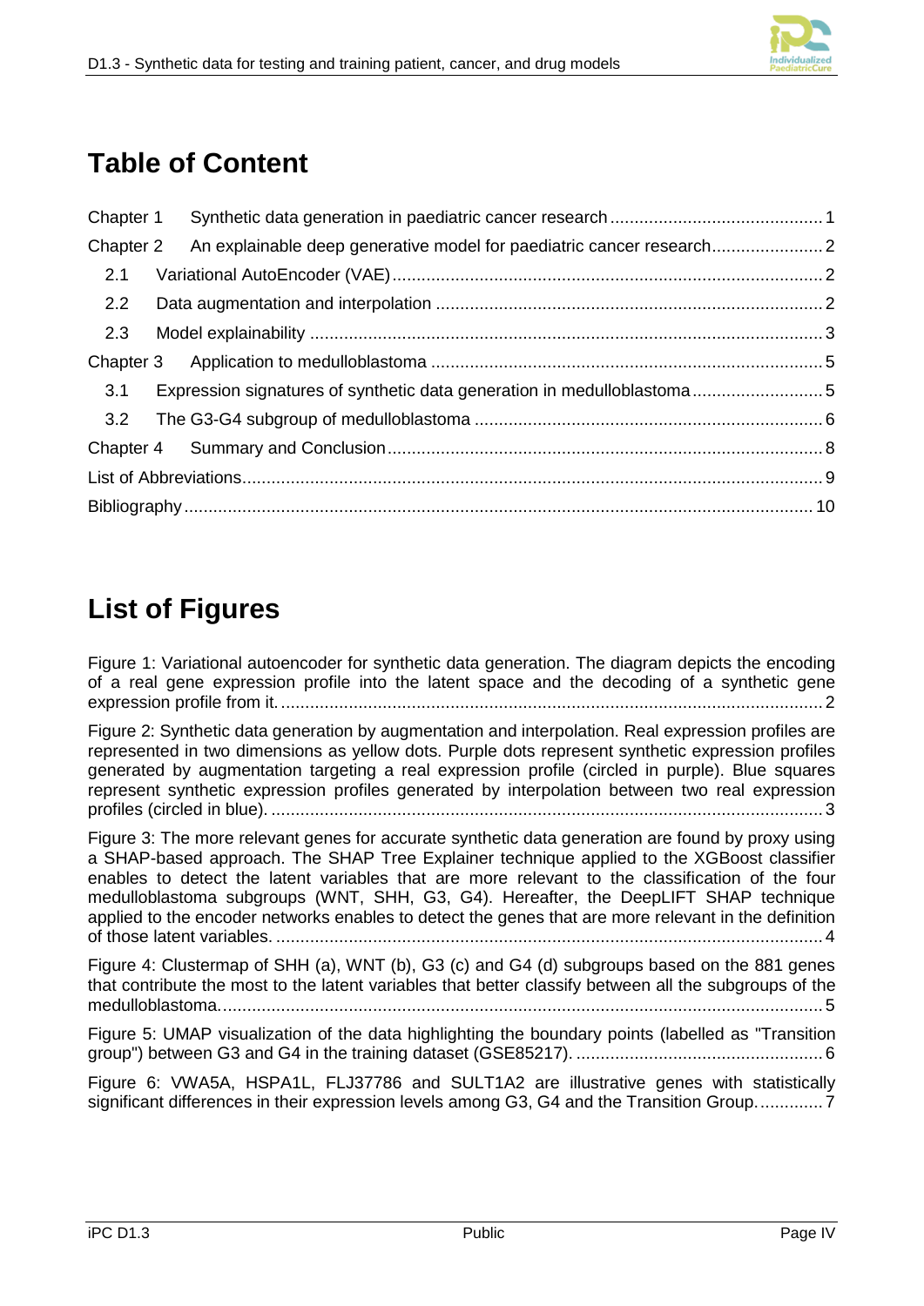# Table of Content

Chapter 1 Synthetic data generation in paediatric cancer research ........................................... 1

Chapter 2 An explainable deep generative model for paediatric cancer research....................... 2

2.1 Variational AutoEncoder (VAE)......................................................................................... 2

2.2 Data augmentation and interpolation ................................................................................ 2

2.3 Model explainability .......................................................................................................... 3

Chapter 3 Application to medulloblastoma ................................................................................ 5

3.1 Expression signatures of synthetic data generation in medulloblastoma........................... 5

3.2 The G3-G4 subgroup of medulloblastoma ........................................................................ 6

Chapter 4 Summary and Conclusion......................................................................................... 8

List of Abbreviations........................................................................................................................ 9

Bibliography.................................................................................................................................. 10

# List of Figures

Figure 1: Variational autoencoder for synthetic data generation. The diagram depicts the encoding of a real gene expression profile into the latent space and the decoding of a synthetic gene expression profile from it. ................................................................................................................ 2

Figure 2: Synthetic data generation by augmentation and interpolation. Real expression profiles are represented in two dimensions as yellow dots. Purple dots represent synthetic expression profiles generated by augmentation targeting a real expression profile (circled in purple). Blue squares represent synthetic expression profiles generated by interpolation between two real expression profiles (circled in blue). ................................................................................................................... 3

Figure 3: The more relevant genes for accurate synthetic data generation are found by proxy using a SHAP-based approach. The SHAP Tree Explainer technique applied to the XGBoost classifier enables to detect the latent variables that are more relevant to the classification of the four medulloblastoma subgroups (WNT, SHH, G3, G4). Hereafter, the DeepLIFT SHAP technique applied to the encoder networks enables to detect the genes that are more relevant in the definition of those latent variables. ................................................................................................................. 4

Figure 4: Clustermap of SHH (a), WNT (b), G3 (c) and G4 (d) subgroups based on the 881 genes that contribute the most to the latent variables that better classify between all the subgroups of the medulloblastoma............................................................................................................................ 5

Figure 5: UMAP visualization of the data highlighting the boundary points (labelled as "Transition group") between G3 and G4 in the training dataset (GSE85217). .................................................. 6

Figure 6: VWA5A, HSPA1L, FLJ37786 and SULT1A2 are illustrative genes with statistically significant differences in their expression levels among G3, G4 and the Transition Group............. 7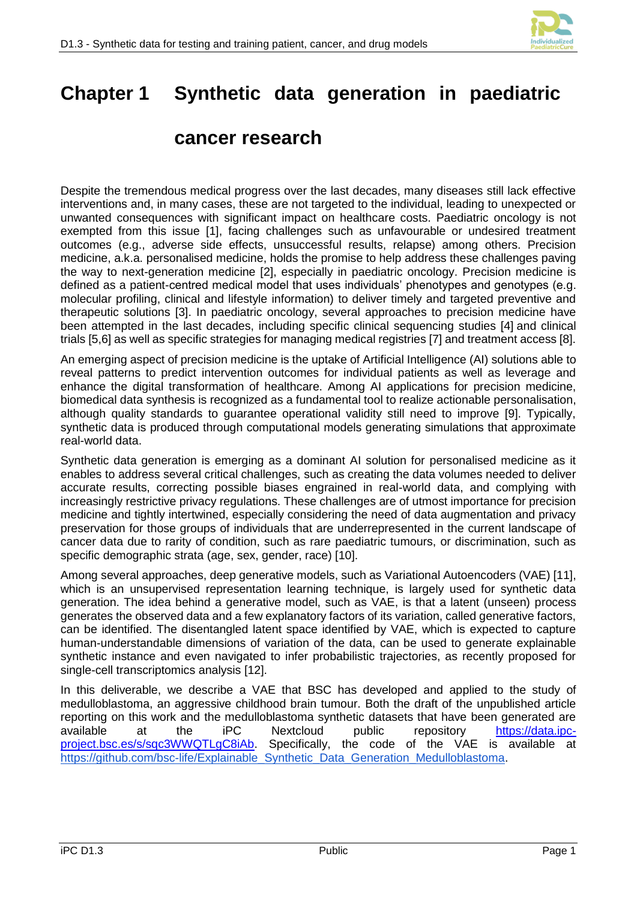# Chapter 1 Synthetic data generation in paediatric cancer research

Despite the tremendous medical progress over the last decades, many diseases still lack effective interventions and, in many cases, these are not targeted to the individual, leading to unexpected or unwanted consequences with significant impact on healthcare costs. Paediatric oncology is not exempted from this issue [1], facing challenges such as unfavourable or undesired treatment outcomes (e.g., adverse side effects, unsuccessful results, relapse) among others. Precision medicine, a.k.a. personalised medicine, holds the promise to help address these challenges paving the way to next-generation medicine [2], especially in paediatric oncology. Precision medicine is defined as a patient-centred medical model that uses individuals' phenotypes and genotypes (e.g. molecular profiling, clinical and lifestyle information) to deliver timely and targeted preventive and therapeutic solutions [3]. In paediatric oncology, several approaches to precision medicine have been attempted in the last decades, including specific clinical sequencing studies [4] and clinical trials [5,6] as well as specific strategies for managing medical registries [7] and treatment access [8].

An emerging aspect of precision medicine is the uptake of Artificial Intelligence (AI) solutions able to reveal patterns to predict intervention outcomes for individual patients as well as leverage and enhance the digital transformation of healthcare. Among AI applications for precision medicine, biomedical data synthesis is recognized as a fundamental tool to realize actionable personalisation, although quality standards to guarantee operational validity still need to improve [9]. Typically, synthetic data is produced through computational models generating simulations that approximate real-world data.

Synthetic data generation is emerging as a dominant AI solution for personalised medicine as it enables to address several critical challenges, such as creating the data volumes needed to deliver accurate results, correcting possible biases engrained in real-world data, and complying with increasingly restrictive privacy regulations. These challenges are of utmost importance for precision medicine and tightly intertwined, especially considering the need of data augmentation and privacy preservation for those groups of individuals that are underrepresented in the current landscape of cancer data due to rarity of condition, such as rare paediatric tumours, or discrimination, such as specific demographic strata (age, sex, gender, race) [10].

Among several approaches, deep generative models, such as Variational Autoencoders (VAE) [11], which is an unsupervised representation learning technique, is largely used for synthetic data generation. The idea behind a generative model, such as VAE, is that a latent (unseen) process generates the observed data and a few explanatory factors of its variation, called generative factors, can be identified. The disentangled latent space identified by VAE, which is expected to capture human-understandable dimensions of variation of the data, can be used to generate explainable synthetic instance and even navigated to infer probabilistic trajectories, as recently proposed for single-cell transcriptomics analysis [12].

In this deliverable, we describe a VAE that BSC has developed and applied to the study of medulloblastoma, an aggressive childhood brain tumour. Both the draft of the unpublished article reporting on this work and the medulloblastoma synthetic datasets that have been generated are available at the iPC Nextcloud public repository https://data.ipc-project.bsc.es/s/sqc3WWQTLgC8iAb. Specifically, the code of the VAE is available at https://github.com/bsc-life/Explainable_Synthetic_Data_Generation_Medulloblastoma.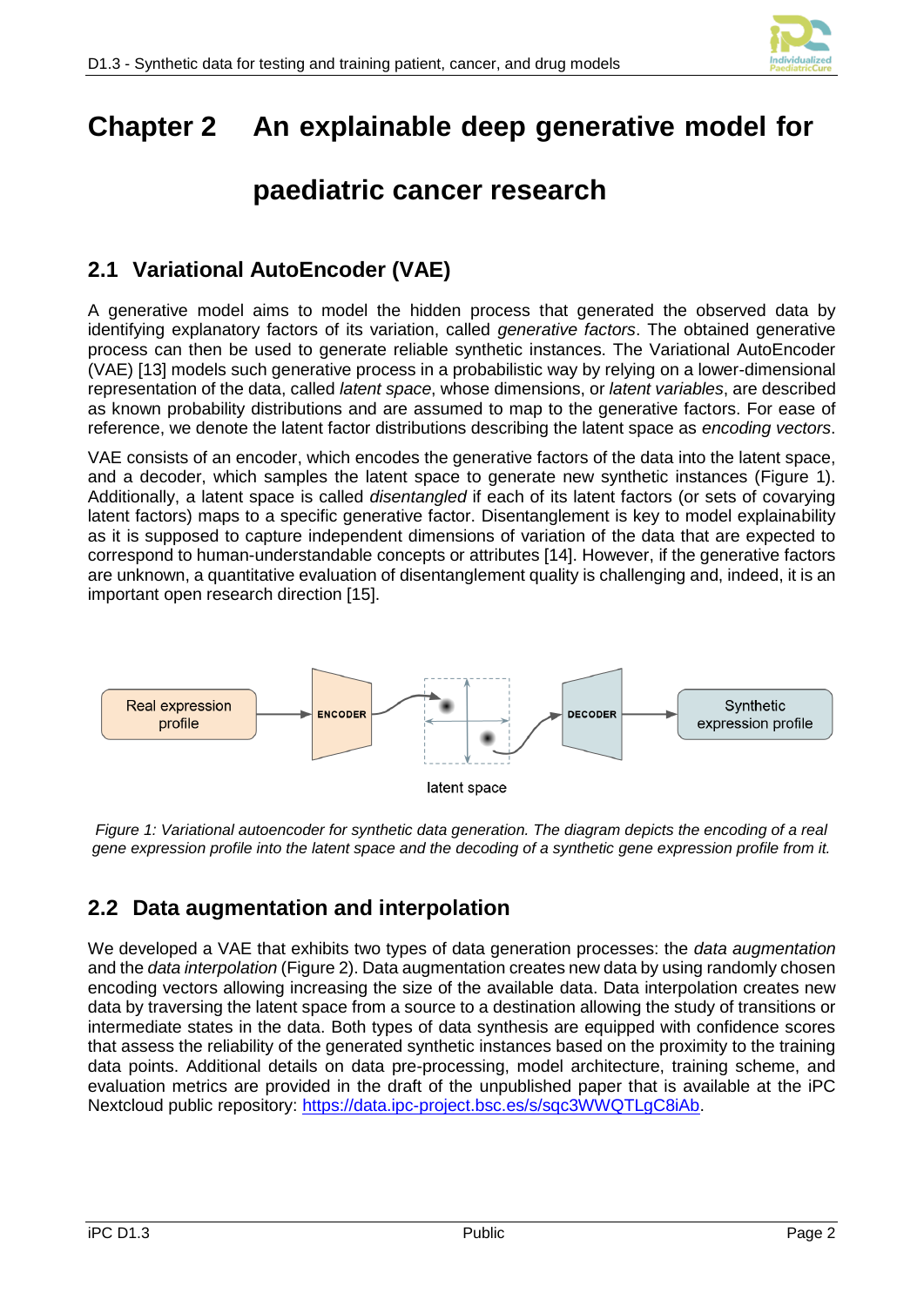# Chapter 2 An explainable deep generative model for paediatric cancer research

## 2.1 Variational AutoEncoder (VAE)

A generative model aims to model the hidden process that generated the observed data by identifying explanatory factors of its variation, called *generative factors*. The obtained generative process can then be used to generate reliable synthetic instances. The Variational AutoEncoder (VAE) [13] models such generative process in a probabilistic way by relying on a lower-dimensional representation of the data, called *latent space*, whose dimensions, or *latent variables*, are described as known probability distributions and are assumed to map to the generative factors. For ease of reference, we denote the latent factor distributions describing the latent space as *encoding vectors*.

VAE consists of an encoder, which encodes the generative factors of the data into the latent space, and a decoder, which samples the latent space to generate new synthetic instances (Figure 1). Additionally, a latent space is called *disentangled* if each of its latent factors (or sets of covarying latent factors) maps to a specific generative factor. Disentanglement is key to model explainability as it is supposed to capture independent dimensions of variation of the data that are expected to correspond to human-understandable concepts or attributes [14]. However, if the generative factors are unknown, a quantitative evaluation of disentanglement quality is challenging and, indeed, it is an important open research direction [15].

Real expression profile → ENCODER → latent space → DECODER → Synthetic expression profile

*Figure 1: Variational autoencoder for synthetic data generation. The diagram depicts the encoding of a real gene expression profile into the latent space and the decoding of a synthetic gene expression profile from it.*

## 2.2 Data augmentation and interpolation

We developed a VAE that exhibits two types of data generation processes: the *data augmentation* and the *data interpolation* (Figure 2). Data augmentation creates new data by using randomly chosen encoding vectors allowing increasing the size of the available data. Data interpolation creates new data by traversing the latent space from a source to a destination allowing the study of transitions or intermediate states in the data. Both types of data synthesis are equipped with confidence scores that assess the reliability of the generated synthetic instances based on the proximity to the training data points. Additional details on data pre-processing, model architecture, training scheme, and evaluation metrics are provided in the draft of the unpublished paper that is available at the iPC Nextcloud public repository: https://data.ipc-project.bsc.es/s/sqc3WWQTLgC8iAb.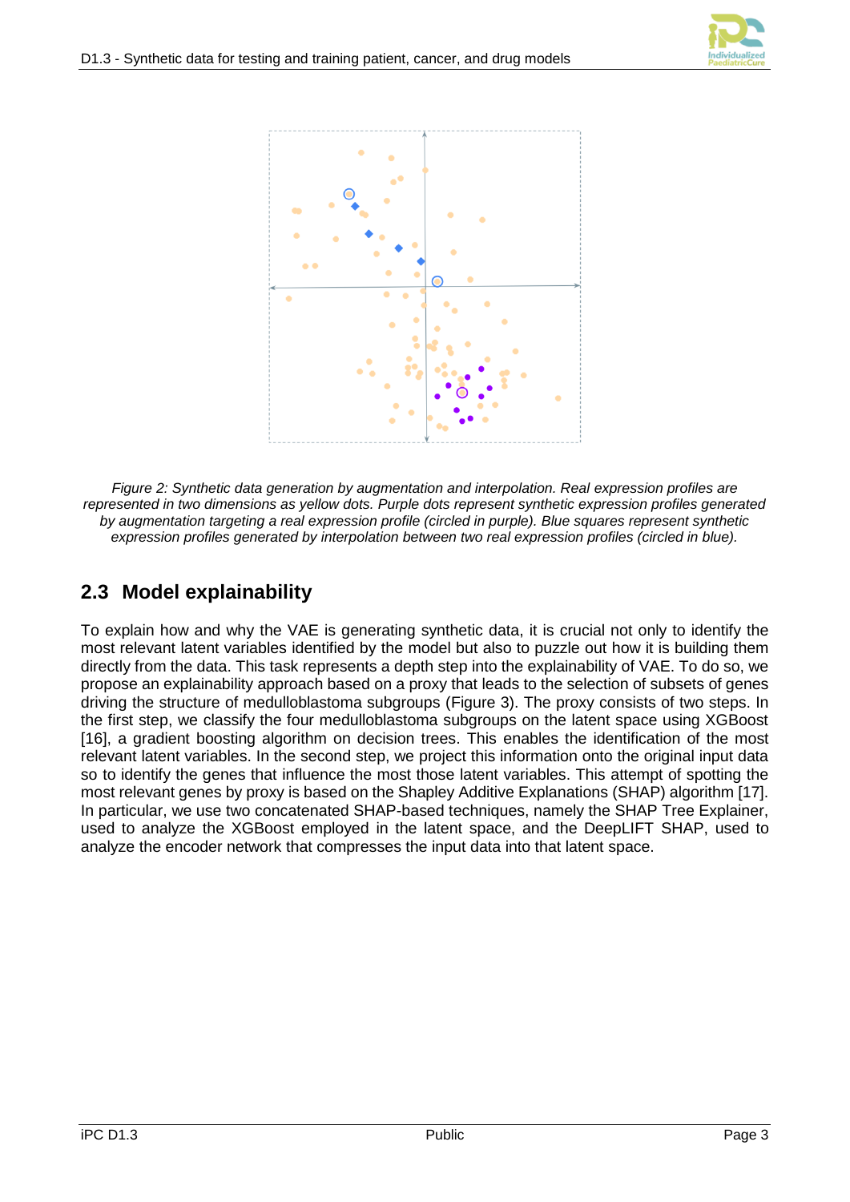*Figure 2: Synthetic data generation by augmentation and interpolation. Real expression profiles are represented in two dimensions as yellow dots. Purple dots represent synthetic expression profiles generated by augmentation targeting a real expression profile (circled in purple). Blue squares represent synthetic expression profiles generated by interpolation between two real expression profiles (circled in blue).*

## 2.3 Model explainability

To explain how and why the VAE is generating synthetic data, it is crucial not only to identify the most relevant latent variables identified by the model but also to puzzle out how it is building them directly from the data. This task represents a depth step into the explainability of VAE. To do so, we propose an explainability approach based on a proxy that leads to the selection of subsets of genes driving the structure of medulloblastoma subgroups (Figure 3). The proxy consists of two steps. In the first step, we classify the four medulloblastoma subgroups on the latent space using XGBoost [16], a gradient boosting algorithm on decision trees. This enables the identification of the most relevant latent variables. In the second step, we project this information onto the original input data so to identify the genes that influence the most those latent variables. This attempt of spotting the most relevant genes by proxy is based on the Shapley Additive Explanations (SHAP) algorithm [17]. In particular, we use two concatenated SHAP-based techniques, namely the SHAP Tree Explainer, used to analyze the XGBoost employed in the latent space, and the DeepLIFT SHAP, used to analyze the encoder network that compresses the input data into that latent space.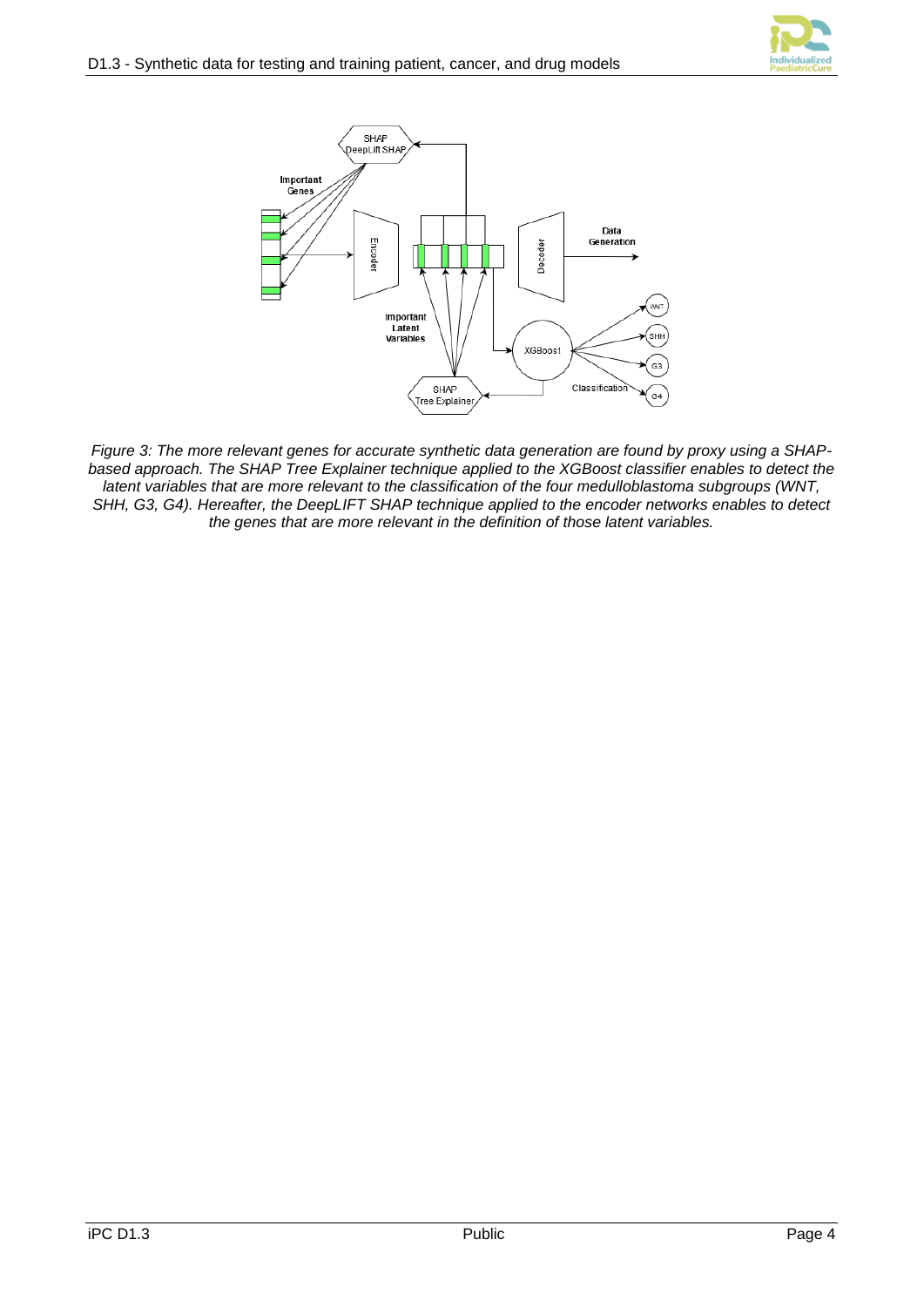*Figure 3: The more relevant genes for accurate synthetic data generation are found by proxy using a SHAP-based approach. The SHAP Tree Explainer technique applied to the XGBoost classifier enables to detect the latent variables that are more relevant to the classification of the four medulloblastoma subgroups (WNT, SHH, G3, G4). Hereafter, the DeepLIFT SHAP technique applied to the encoder networks enables to detect the genes that are more relevant in the definition of those latent variables.*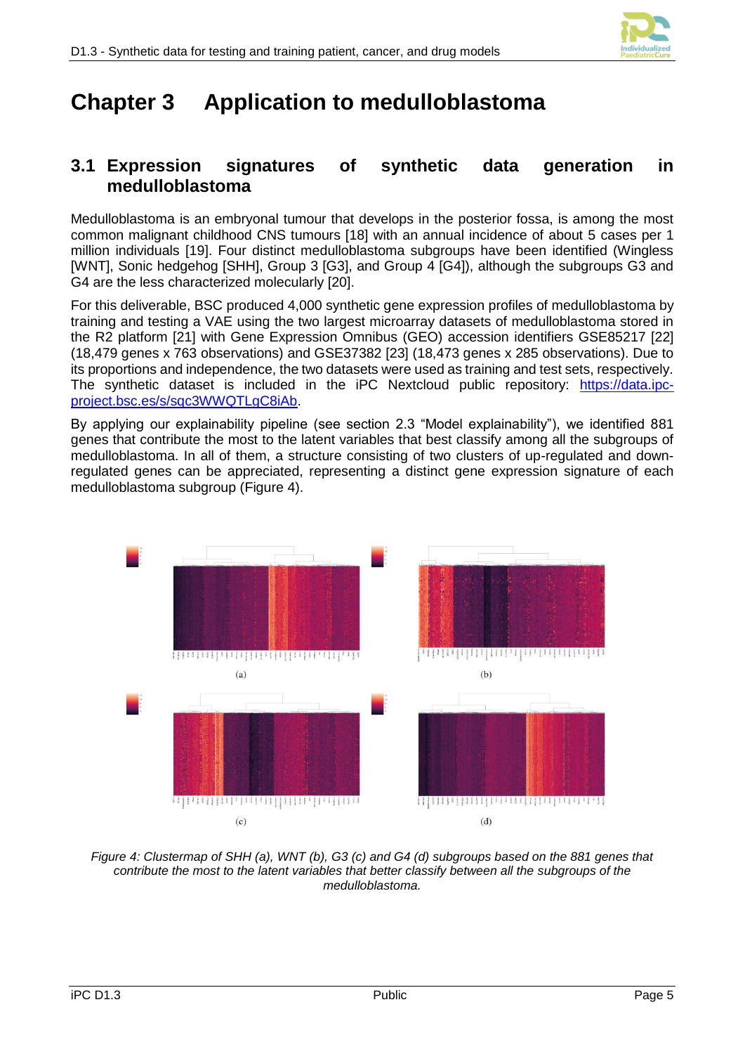# Chapter 3 Application to medulloblastoma

## 3.1 Expression signatures of synthetic data generation in medulloblastoma

Medulloblastoma is an embryonal tumour that develops in the posterior fossa, is among the most common malignant childhood CNS tumours [18] with an annual incidence of about 5 cases per 1 million individuals [19]. Four distinct medulloblastoma subgroups have been identified (Wingless [WNT], Sonic hedgehog [SHH], Group 3 [G3], and Group 4 [G4]), although the subgroups G3 and G4 are the less characterized molecularly [20].

For this deliverable, BSC produced 4,000 synthetic gene expression profiles of medulloblastoma by training and testing a VAE using the two largest microarray datasets of medulloblastoma stored in the R2 platform [21] with Gene Expression Omnibus (GEO) accession identifiers GSE85217 [22] (18,479 genes x 763 observations) and GSE37382 [23] (18,473 genes x 285 observations). Due to its proportions and independence, the two datasets were used as training and test sets, respectively. The synthetic dataset is included in the iPC Nextcloud public repository: [https://data.ipc-project.bsc.es/s/sqc3WWQTLgC8iAb](https://data.ipc-project.bsc.es/s/sqc3WWQTLgC8iAb).

By applying our explainability pipeline (see section 2.3 "Model explainability"), we identified 881 genes that contribute the most to the latent variables that best classify among all the subgroups of medulloblastoma. In all of them, a structure consisting of two clusters of up-regulated and down-regulated genes can be appreciated, representing a distinct gene expression signature of each medulloblastoma subgroup (Figure 4).

(a)

(b)

(c)

(d)

*Figure 4: Clustermap of SHH (a), WNT (b), G3 (c) and G4 (d) subgroups based on the 881 genes that contribute the most to the latent variables that better classify between all the subgroups of the medulloblastoma.*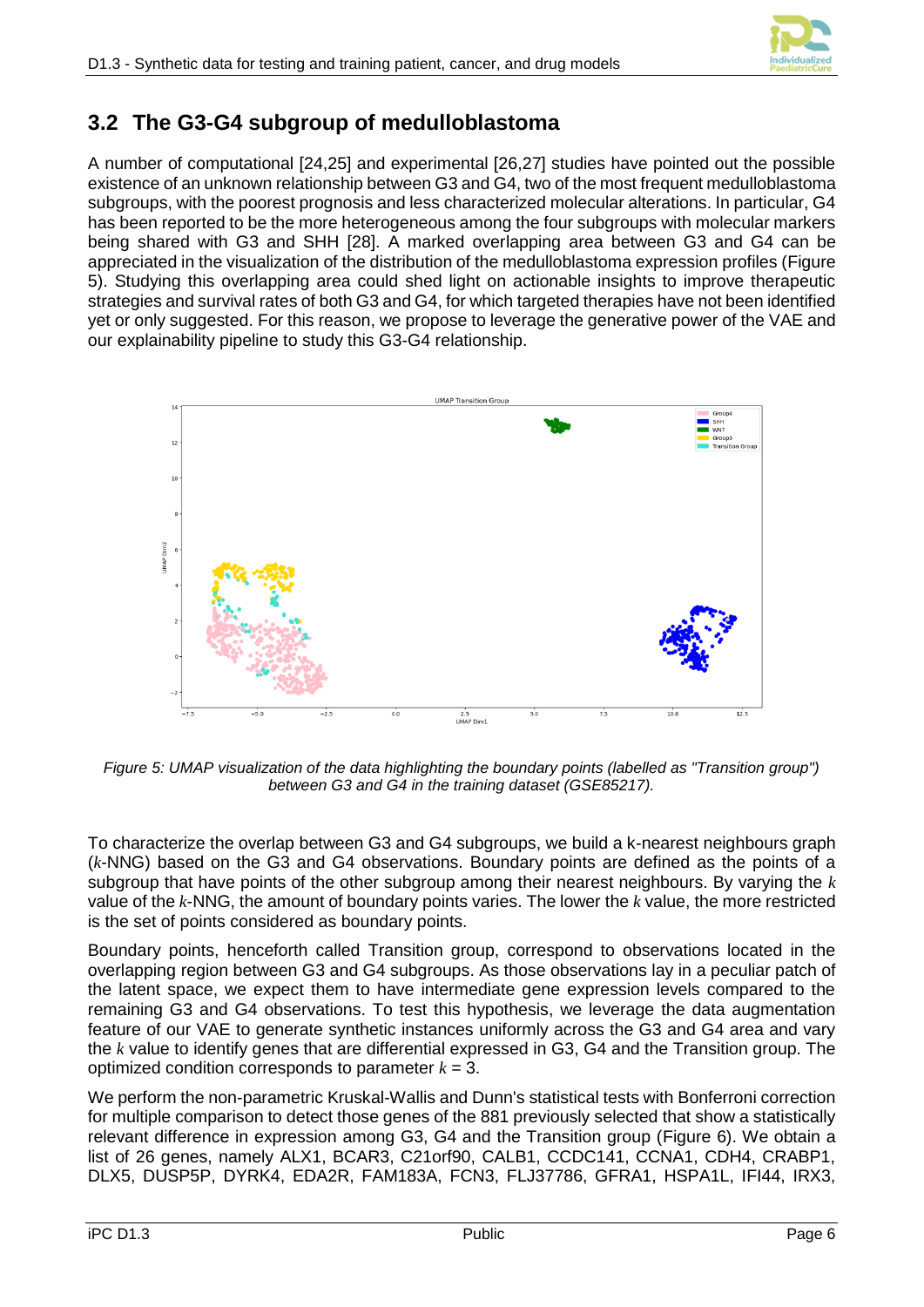## 3.2 The G3-G4 subgroup of medulloblastoma

A number of computational [24,25] and experimental [26,27] studies have pointed out the possible existence of an unknown relationship between G3 and G4, two of the most frequent medulloblastoma subgroups, with the poorest prognosis and less characterized molecular alterations. In particular, G4 has been reported to be the more heterogeneous among the four subgroups with molecular markers being shared with G3 and SHH [28]. A marked overlapping area between G3 and G4 can be appreciated in the visualization of the distribution of the medulloblastoma expression profiles (Figure 5). Studying this overlapping area could shed light on actionable insights to improve therapeutic strategies and survival rates of both G3 and G4, for which targeted therapies have not been identified yet or only suggested. For this reason, we propose to leverage the generative power of the VAE and our explainability pipeline to study this G3-G4 relationship.

*Figure 5: UMAP visualization of the data highlighting the boundary points (labelled as "Transition group") between G3 and G4 in the training dataset (GSE85217).*

To characterize the overlap between G3 and G4 subgroups, we build a k-nearest neighbours graph ($k$-NNG) based on the G3 and G4 observations. Boundary points are defined as the points of a subgroup that have points of the other subgroup among their nearest neighbours. By varying the $k$ value of the $k$-NNG, the amount of boundary points varies. The lower the $k$ value, the more restricted is the set of points considered as boundary points.

Boundary points, henceforth called Transition group, correspond to observations located in the overlapping region between G3 and G4 subgroups. As those observations lay in a peculiar patch of the latent space, we expect them to have intermediate gene expression levels compared to the remaining G3 and G4 observations. To test this hypothesis, we leverage the data augmentation feature of our VAE to generate synthetic instances uniformly across the G3 and G4 area and vary the $k$ value to identify genes that are differential expressed in G3, G4 and the Transition group. The optimized condition corresponds to parameter $k = 3$.

We perform the non-parametric Kruskal-Wallis and Dunn's statistical tests with Bonferroni correction for multiple comparison to detect those genes of the 881 previously selected that show a statistically relevant difference in expression among G3, G4 and the Transition group (Figure 6). We obtain a list of 26 genes, namely ALX1, BCAR3, C21orf90, CALB1, CCDC141, CCNA1, CDH4, CRABP1, DLX5, DUSP5P, DYRK4, EDA2R, FAM183A, FCN3, FLJ37786, GFRA1, HSPA1L, IFI44, IRX3,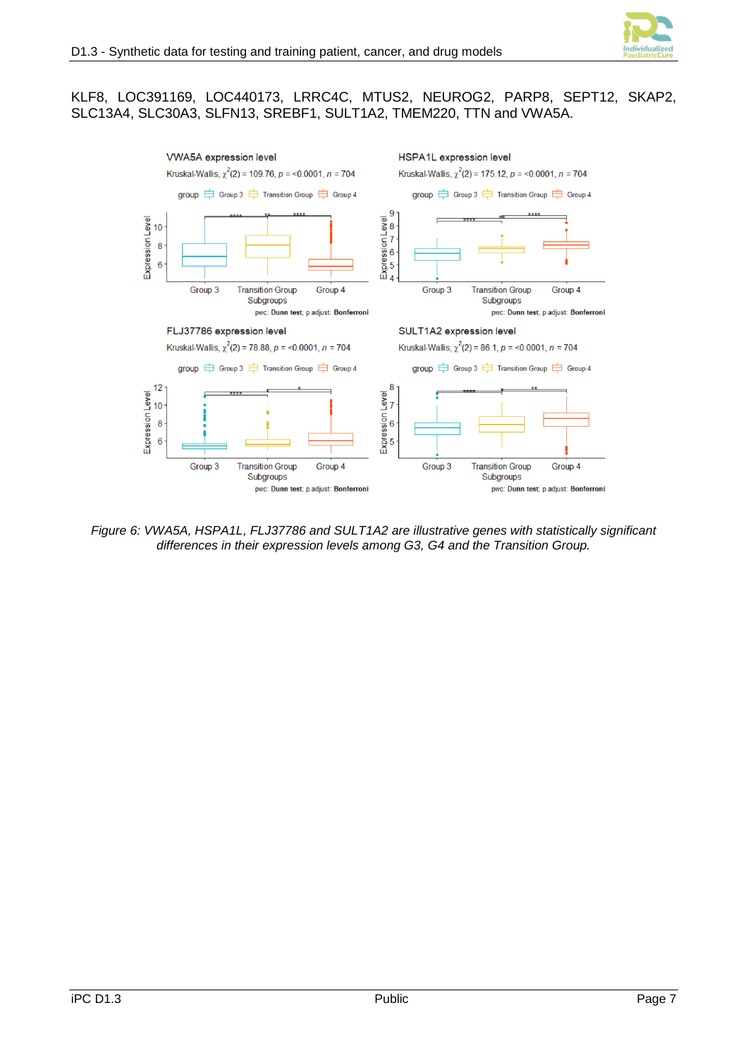KLF8, LOC391169, LOC440173, LRRC4C, MTUS2, NEUROG2, PARP8, SEPT12, SKAP2, SLC13A4, SLC30A3, SLFN13, SREBF1, SULT1A2, TMEM220, TTN and VWA5A.

*Figure 6: VWA5A, HSPA1L, FLJ37786 and SULT1A2 are illustrative genes with statistically significant differences in their expression levels among G3, G4 and the Transition Group.*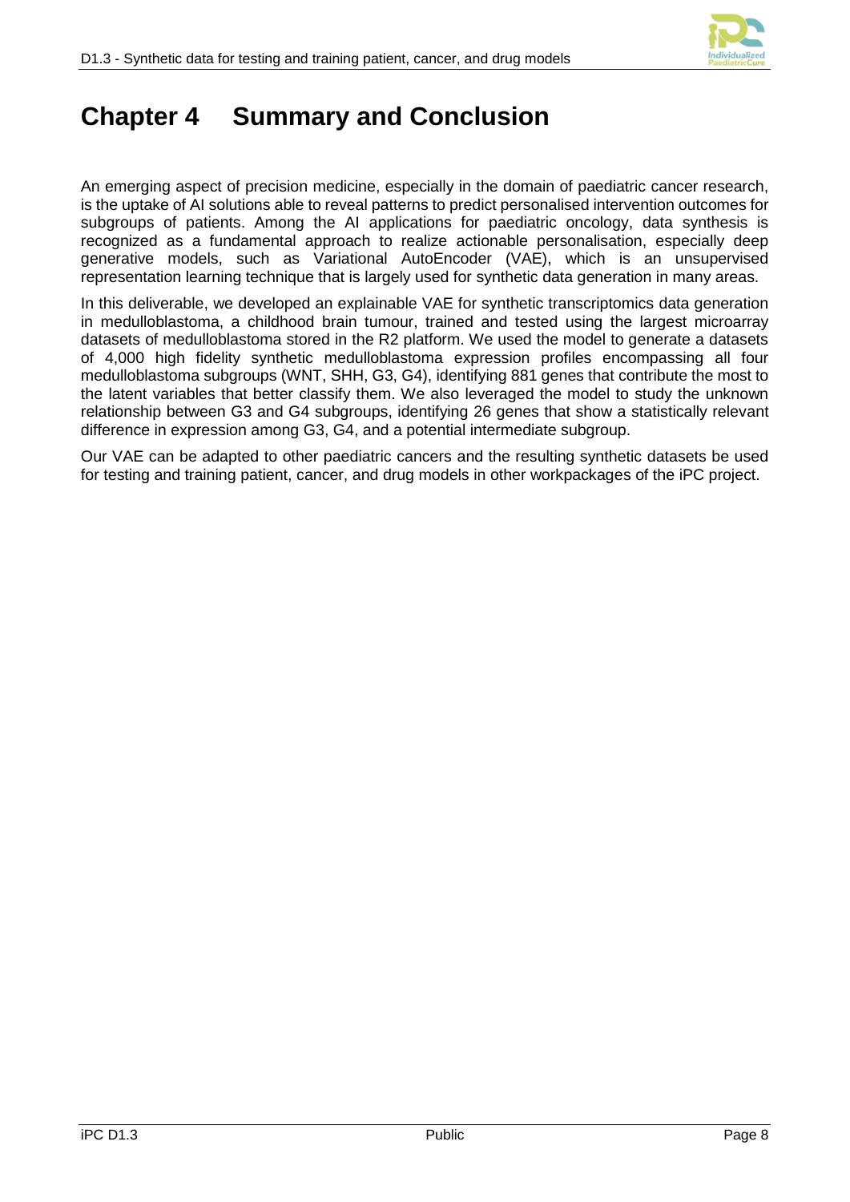# Chapter 4 Summary and Conclusion

An emerging aspect of precision medicine, especially in the domain of paediatric cancer research, is the uptake of AI solutions able to reveal patterns to predict personalised intervention outcomes for subgroups of patients. Among the AI applications for paediatric oncology, data synthesis is recognized as a fundamental approach to realize actionable personalisation, especially deep generative models, such as Variational AutoEncoder (VAE), which is an unsupervised representation learning technique that is largely used for synthetic data generation in many areas.

In this deliverable, we developed an explainable VAE for synthetic transcriptomics data generation in medulloblastoma, a childhood brain tumour, trained and tested using the largest microarray datasets of medulloblastoma stored in the R2 platform. We used the model to generate a datasets of 4,000 high fidelity synthetic medulloblastoma expression profiles encompassing all four medulloblastoma subgroups (WNT, SHH, G3, G4), identifying 881 genes that contribute the most to the latent variables that better classify them. We also leveraged the model to study the unknown relationship between G3 and G4 subgroups, identifying 26 genes that show a statistically relevant difference in expression among G3, G4, and a potential intermediate subgroup.

Our VAE can be adapted to other paediatric cancers and the resulting synthetic datasets be used for testing and training patient, cancer, and drug models in other workpackages of the iPC project.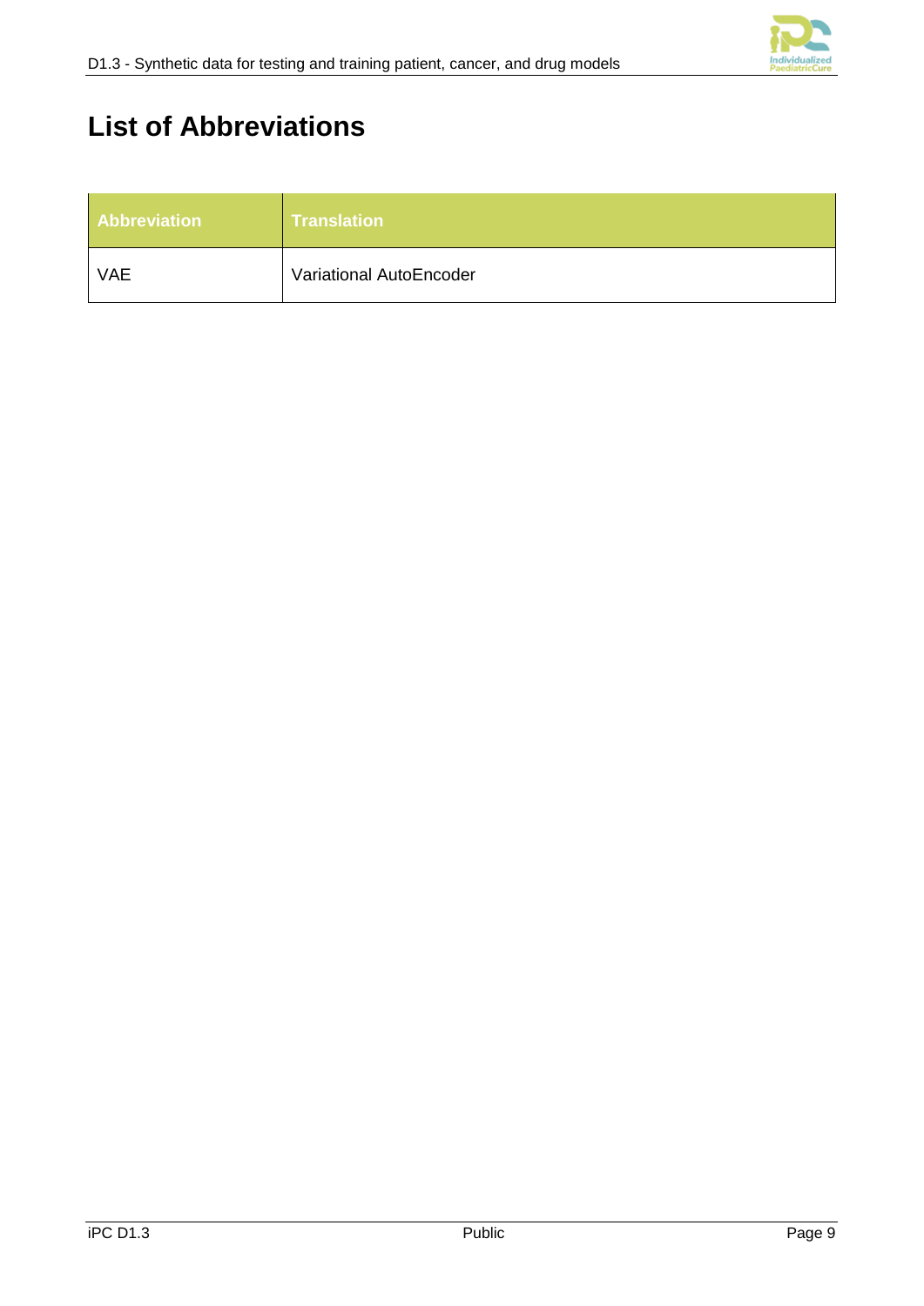# List of Abbreviations

| Abbreviation | Translation |
| --- | --- |
| VAE | Variational AutoEncoder |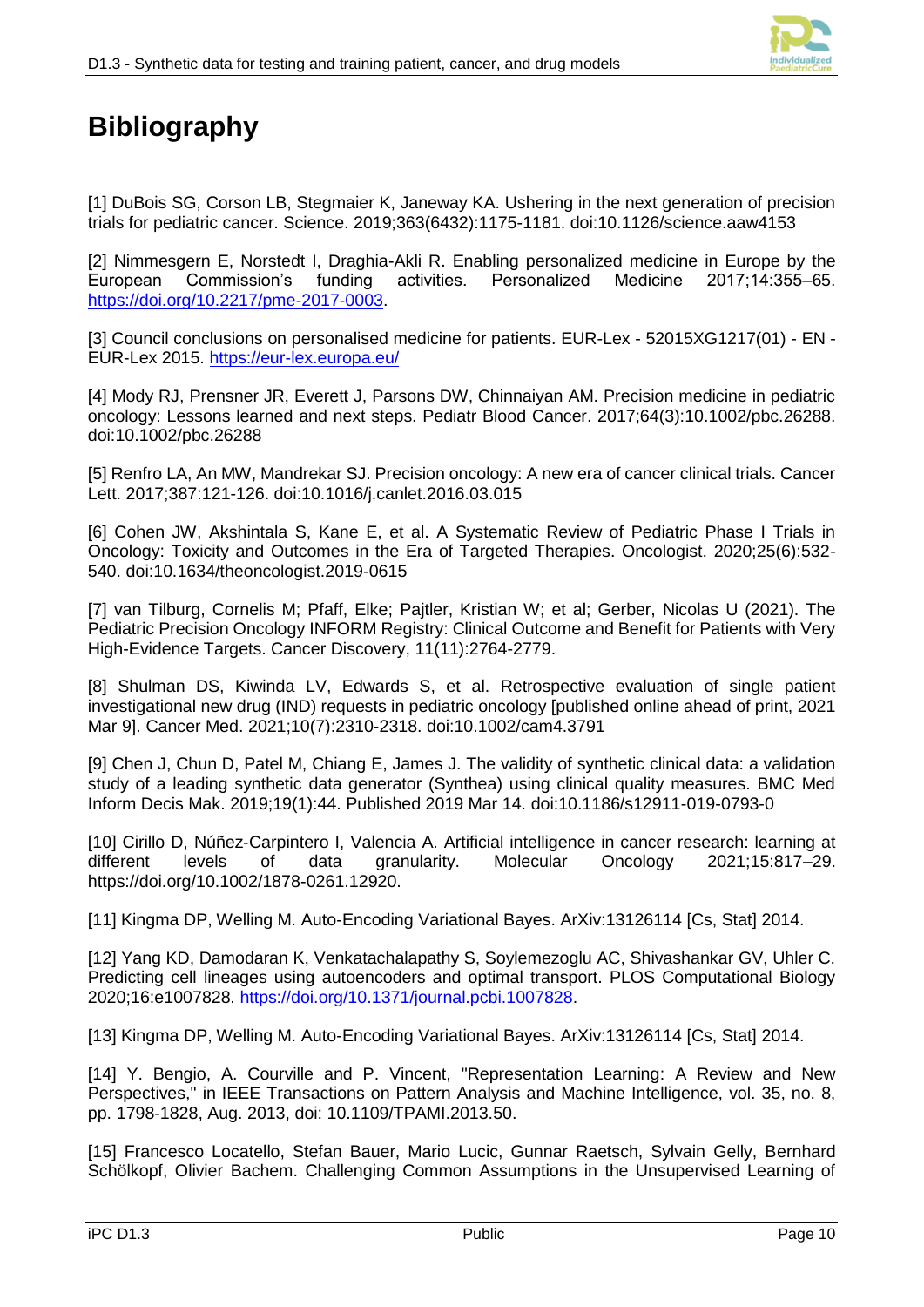# Bibliography

[1] DuBois SG, Corson LB, Stegmaier K, Janeway KA. Ushering in the next generation of precision trials for pediatric cancer. Science. 2019;363(6432):1175-1181. doi:10.1126/science.aaw4153

[2] Nimmesgern E, Norstedt I, Draghia-Akli R. Enabling personalized medicine in Europe by the European Commission's funding activities. Personalized Medicine 2017;14:355–65. https://doi.org/10.2217/pme-2017-0003.

[3] Council conclusions on personalised medicine for patients. EUR-Lex - 52015XG1217(01) - EN - EUR-Lex 2015. https://eur-lex.europa.eu/

[4] Mody RJ, Prensner JR, Everett J, Parsons DW, Chinnaiyan AM. Precision medicine in pediatric oncology: Lessons learned and next steps. Pediatr Blood Cancer. 2017;64(3):10.1002/pbc.26288. doi:10.1002/pbc.26288

[5] Renfro LA, An MW, Mandrekar SJ. Precision oncology: A new era of cancer clinical trials. Cancer Lett. 2017;387:121-126. doi:10.1016/j.canlet.2016.03.015

[6] Cohen JW, Akshintala S, Kane E, et al. A Systematic Review of Pediatric Phase I Trials in Oncology: Toxicity and Outcomes in the Era of Targeted Therapies. Oncologist. 2020;25(6):532-540. doi:10.1634/theoncologist.2019-0615

[7] van Tilburg, Cornelis M; Pfaff, Elke; Pajtler, Kristian W; et al; Gerber, Nicolas U (2021). The Pediatric Precision Oncology INFORM Registry: Clinical Outcome and Benefit for Patients with Very High-Evidence Targets. Cancer Discovery, 11(11):2764-2779.

[8] Shulman DS, Kiwinda LV, Edwards S, et al. Retrospective evaluation of single patient investigational new drug (IND) requests in pediatric oncology [published online ahead of print, 2021 Mar 9]. Cancer Med. 2021;10(7):2310-2318. doi:10.1002/cam4.3791

[9] Chen J, Chun D, Patel M, Chiang E, James J. The validity of synthetic clinical data: a validation study of a leading synthetic data generator (Synthea) using clinical quality measures. BMC Med Inform Decis Mak. 2019;19(1):44. Published 2019 Mar 14. doi:10.1186/s12911-019-0793-0

[10] Cirillo D, Núñez-Carpintero I, Valencia A. Artificial intelligence in cancer research: learning at different levels of data granularity. Molecular Oncology 2021;15:817–29. https://doi.org/10.1002/1878-0261.12920.

[11] Kingma DP, Welling M. Auto-Encoding Variational Bayes. ArXiv:13126114 [Cs, Stat] 2014.

[12] Yang KD, Damodaran K, Venkatachalapathy S, Soylemezoglu AC, Shivashankar GV, Uhler C. Predicting cell lineages using autoencoders and optimal transport. PLOS Computational Biology 2020;16:e1007828. https://doi.org/10.1371/journal.pcbi.1007828.

[13] Kingma DP, Welling M. Auto-Encoding Variational Bayes. ArXiv:13126114 [Cs, Stat] 2014.

[14] Y. Bengio, A. Courville and P. Vincent, "Representation Learning: A Review and New Perspectives," in IEEE Transactions on Pattern Analysis and Machine Intelligence, vol. 35, no. 8, pp. 1798-1828, Aug. 2013, doi: 10.1109/TPAMI.2013.50.

[15] Francesco Locatello, Stefan Bauer, Mario Lucic, Gunnar Raetsch, Sylvain Gelly, Bernhard Schölkopf, Olivier Bachem. Challenging Common Assumptions in the Unsupervised Learning of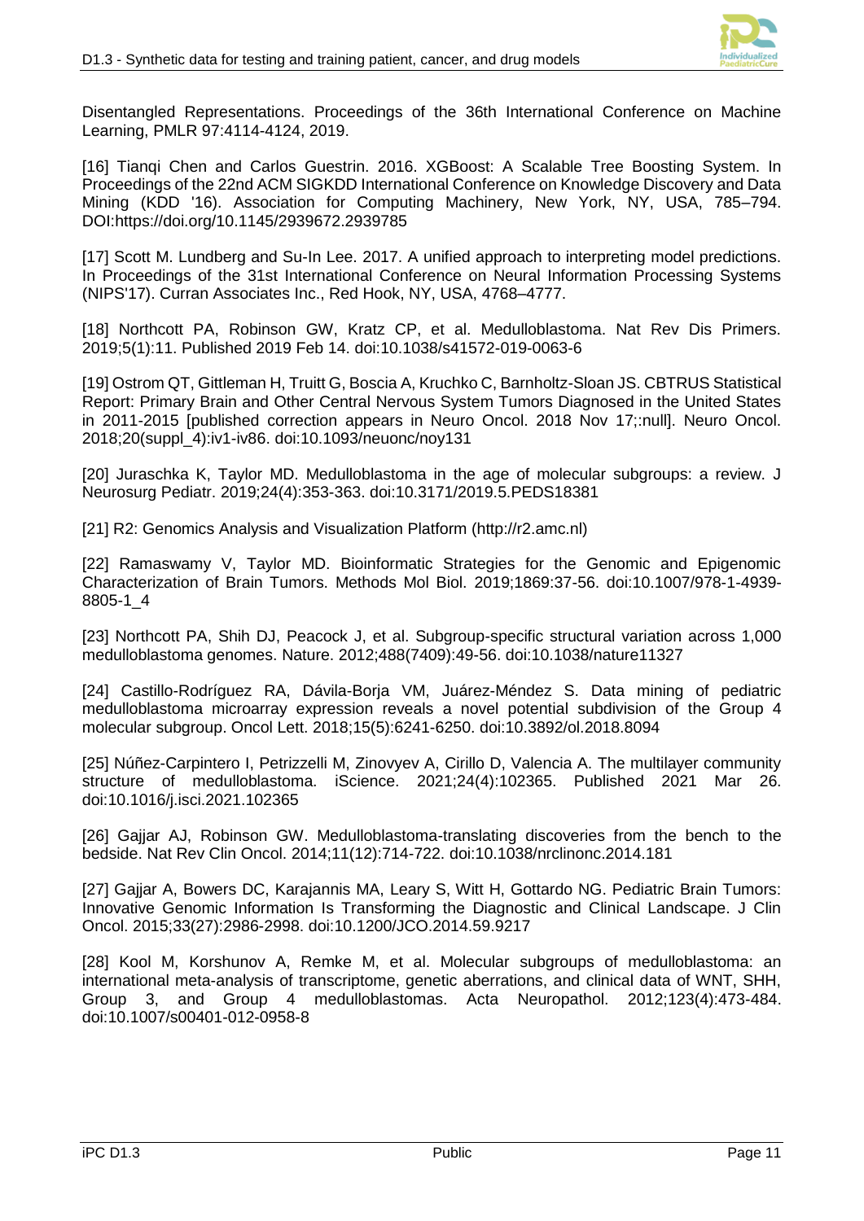Disentangled Representations. Proceedings of the 36th International Conference on Machine Learning, PMLR 97:4114-4124, 2019.

[16] Tianqi Chen and Carlos Guestrin. 2016. XGBoost: A Scalable Tree Boosting System. In Proceedings of the 22nd ACM SIGKDD International Conference on Knowledge Discovery and Data Mining (KDD '16). Association for Computing Machinery, New York, NY, USA, 785–794. DOI:https://doi.org/10.1145/2939672.2939785

[17] Scott M. Lundberg and Su-In Lee. 2017. A unified approach to interpreting model predictions. In Proceedings of the 31st International Conference on Neural Information Processing Systems (NIPS'17). Curran Associates Inc., Red Hook, NY, USA, 4768–4777.

[18] Northcott PA, Robinson GW, Kratz CP, et al. Medulloblastoma. Nat Rev Dis Primers. 2019;5(1):11. Published 2019 Feb 14. doi:10.1038/s41572-019-0063-6

[19] Ostrom QT, Gittleman H, Truitt G, Boscia A, Kruchko C, Barnholtz-Sloan JS. CBTRUS Statistical Report: Primary Brain and Other Central Nervous System Tumors Diagnosed in the United States in 2011-2015 [published correction appears in Neuro Oncol. 2018 Nov 17;:null]. Neuro Oncol. 2018;20(suppl_4):iv1-iv86. doi:10.1093/neuonc/noy131

[20] Juraschka K, Taylor MD. Medulloblastoma in the age of molecular subgroups: a review. J Neurosurg Pediatr. 2019;24(4):353-363. doi:10.3171/2019.5.PEDS18381

[21] R2: Genomics Analysis and Visualization Platform (http://r2.amc.nl)

[22] Ramaswamy V, Taylor MD. Bioinformatic Strategies for the Genomic and Epigenomic Characterization of Brain Tumors. Methods Mol Biol. 2019;1869:37-56. doi:10.1007/978-1-4939-8805-1_4

[23] Northcott PA, Shih DJ, Peacock J, et al. Subgroup-specific structural variation across 1,000 medulloblastoma genomes. Nature. 2012;488(7409):49-56. doi:10.1038/nature11327

[24] Castillo-Rodríguez RA, Dávila-Borja VM, Juárez-Méndez S. Data mining of pediatric medulloblastoma microarray expression reveals a novel potential subdivision of the Group 4 molecular subgroup. Oncol Lett. 2018;15(5):6241-6250. doi:10.3892/ol.2018.8094

[25] Núñez-Carpintero I, Petrizzelli M, Zinovyev A, Cirillo D, Valencia A. The multilayer community structure of medulloblastoma. iScience. 2021;24(4):102365. Published 2021 Mar 26. doi:10.1016/j.isci.2021.102365

[26] Gajjar AJ, Robinson GW. Medulloblastoma-translating discoveries from the bench to the bedside. Nat Rev Clin Oncol. 2014;11(12):714-722. doi:10.1038/nrclinonc.2014.181

[27] Gajjar A, Bowers DC, Karajannis MA, Leary S, Witt H, Gottardo NG. Pediatric Brain Tumors: Innovative Genomic Information Is Transforming the Diagnostic and Clinical Landscape. J Clin Oncol. 2015;33(27):2986-2998. doi:10.1200/JCO.2014.59.9217

[28] Kool M, Korshunov A, Remke M, et al. Molecular subgroups of medulloblastoma: an international meta-analysis of transcriptome, genetic aberrations, and clinical data of WNT, SHH, Group 3, and Group 4 medulloblastomas. Acta Neuropathol. 2012;123(4):473-484. doi:10.1007/s00401-012-0958-8